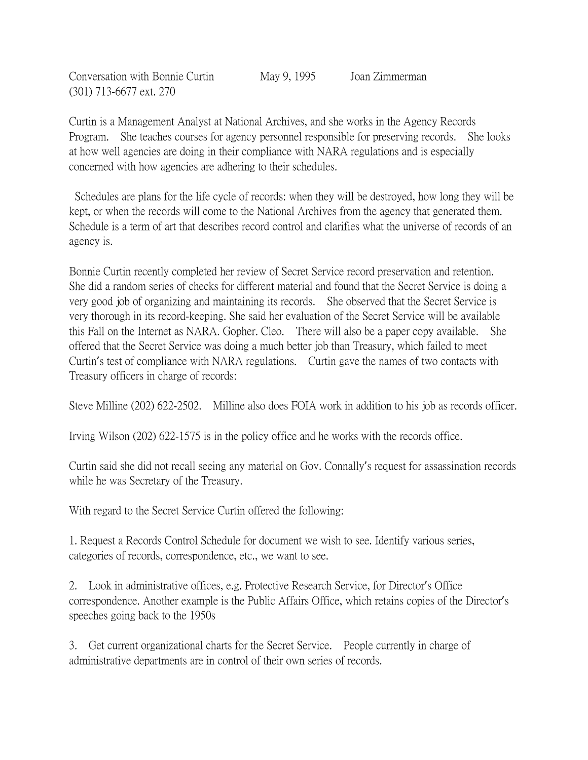Conversation with Bonnie Curtin May 9, 1995 Joan Zimmerman
(301) 713-6677 ext. 270

Curtin is a Management Analyst at National Archives, and she works in the Agency Records Program. She teaches courses for agency personnel responsible for preserving records. She looks at how well agencies are doing in their compliance with NARA regulations and is especially concerned with how agencies are adhering to their schedules.

Schedules are plans for the life cycle of records: when they will be destroyed, how long they will be kept, or when the records will come to the National Archives from the agency that generated them. Schedule is a term of art that describes record control and clarifies what the universe of records of an agency is.

Bonnie Curtin recently completed her review of Secret Service record preservation and retention. She did a random series of checks for different material and found that the Secret Service is doing a very good job of organizing and maintaining its records. She observed that the Secret Service is very thorough in its record-keeping. She said her evaluation of the Secret Service will be available this Fall on the Internet as NARA. Gopher. Cleo. There will also be a paper copy available. She offered that the Secret Service was doing a much better job than Treasury, which failed to meet Curtin's test of compliance with NARA regulations. Curtin gave the names of two contacts with Treasury officers in charge of records:

Steve Milline (202) 622-2502. Milline also does FOIA work in addition to his job as records officer.

Irving Wilson (202) 622-1575 is in the policy office and he works with the records office.

Curtin said she did not recall seeing any material on Gov. Connally's request for assassination records while he was Secretary of the Treasury.

With regard to the Secret Service Curtin offered the following:

1. Request a Records Control Schedule for document we wish to see. Identify various series, categories of records, correspondence, etc., we want to see.

2. Look in administrative offices, e.g. Protective Research Service, for Director's Office correspondence. Another example is the Public Affairs Office, which retains copies of the Director's speeches going back to the 1950s

3. Get current organizational charts for the Secret Service. People currently in charge of administrative departments are in control of their own series of records.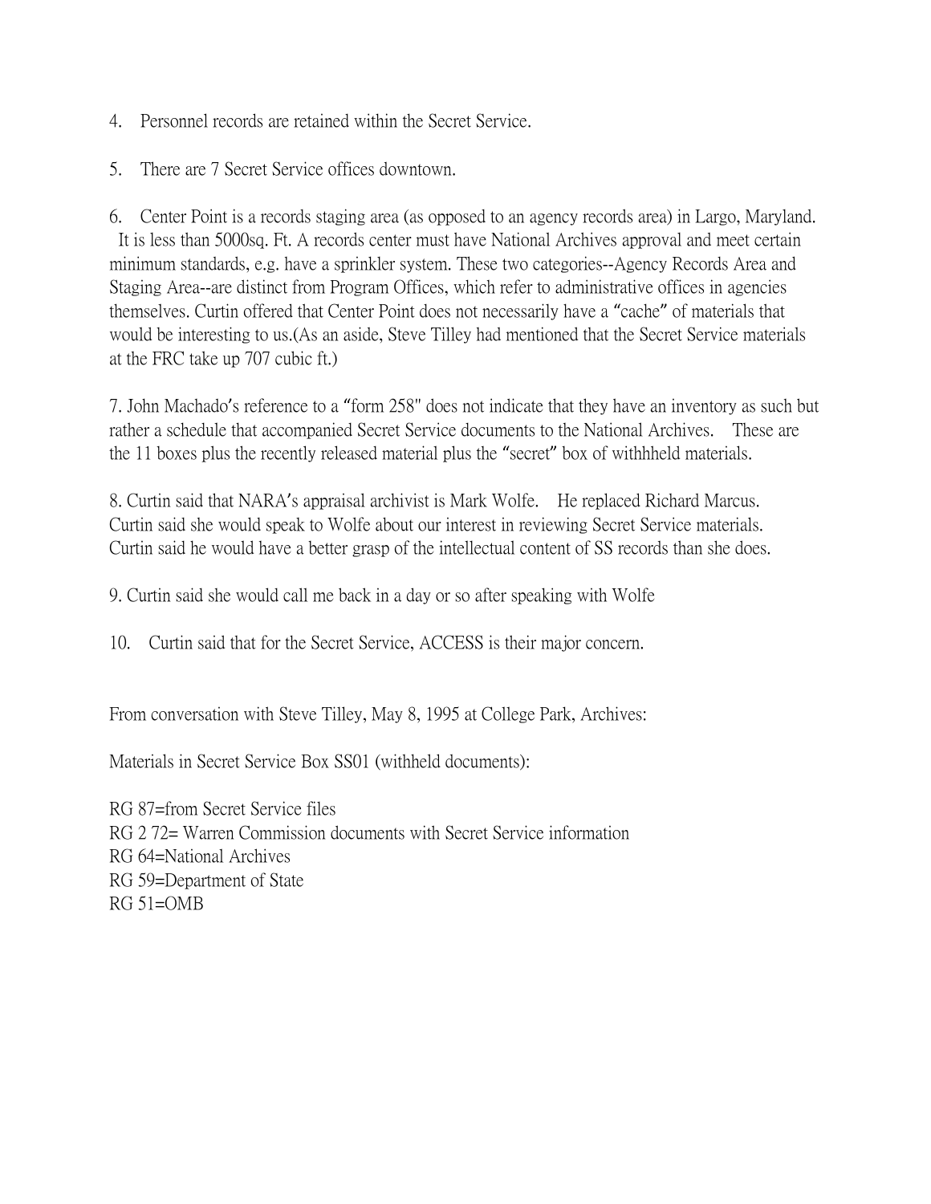4. Personnel records are retained within the Secret Service.

5. There are 7 Secret Service offices downtown.

6. Center Point is a records staging area (as opposed to an agency records area) in Largo, Maryland. It is less than 5000sq. Ft. A records center must have National Archives approval and meet certain minimum standards, e.g. have a sprinkler system. These two categories--Agency Records Area and Staging Area--are distinct from Program Offices, which refer to administrative offices in agencies themselves. Curtin offered that Center Point does not necessarily have a "cache" of materials that would be interesting to us.(As an aside, Steve Tilley had mentioned that the Secret Service materials at the FRC take up 707 cubic ft.)

7. John Machado's reference to a "form 258" does not indicate that they have an inventory as such but rather a schedule that accompanied Secret Service documents to the National Archives. These are the 11 boxes plus the recently released material plus the "secret" box of withhheld materials.

8. Curtin said that NARA's appraisal archivist is Mark Wolfe. He replaced Richard Marcus. Curtin said she would speak to Wolfe about our interest in reviewing Secret Service materials. Curtin said he would have a better grasp of the intellectual content of SS records than she does.

9. Curtin said she would call me back in a day or so after speaking with Wolfe

10. Curtin said that for the Secret Service, ACCESS is their major concern.

From conversation with Steve Tilley, May 8, 1995 at College Park, Archives:

Materials in Secret Service Box SS01 (withheld documents):

RG 87=from Secret Service files
RG 2 72= Warren Commission documents with Secret Service information
RG 64=National Archives
RG 59=Department of State
RG 51=OMB